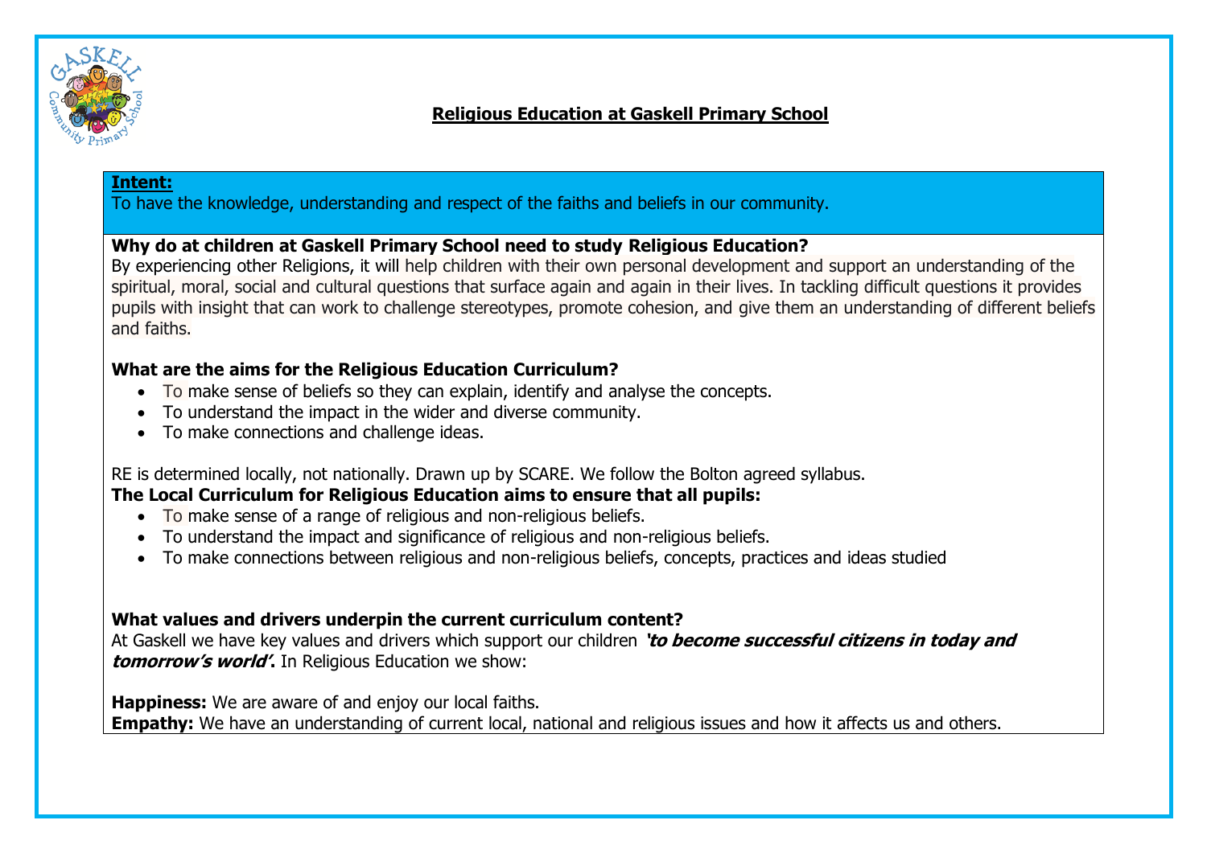# Religious Education at Gaskell Primary School

**Intent:**

To have the knowledge, understanding and respect of the faiths and beliefs in our community.

**Why do at children at Gaskell Primary School need to study Religious Education?**

By experiencing other Religions, it will help children with their own personal development and support an understanding of the spiritual, moral, social and cultural questions that surface again and again in their lives. In tackling difficult questions it provides pupils with insight that can work to challenge stereotypes, promote cohesion, and give them an understanding of different beliefs and faiths.

**What are the aims for the Religious Education Curriculum?**

- To make sense of beliefs so they can explain, identify and analyse the concepts.
- To understand the impact in the wider and diverse community.
- To make connections and challenge ideas.

RE is determined locally, not nationally. Drawn up by SCARE. We follow the Bolton agreed syllabus.

**The Local Curriculum for Religious Education aims to ensure that all pupils:**

- To make sense of a range of religious and non-religious beliefs.
- To understand the impact and significance of religious and non-religious beliefs.
- To make connections between religious and non-religious beliefs, concepts, practices and ideas studied

**What values and drivers underpin the current curriculum content?**

At Gaskell we have key values and drivers which support our children ***'to become successful citizens in today and tomorrow's world'***. In Religious Education we show:

**Happiness:** We are aware of and enjoy our local faiths.

**Empathy:** We have an understanding of current local, national and religious issues and how it affects us and others.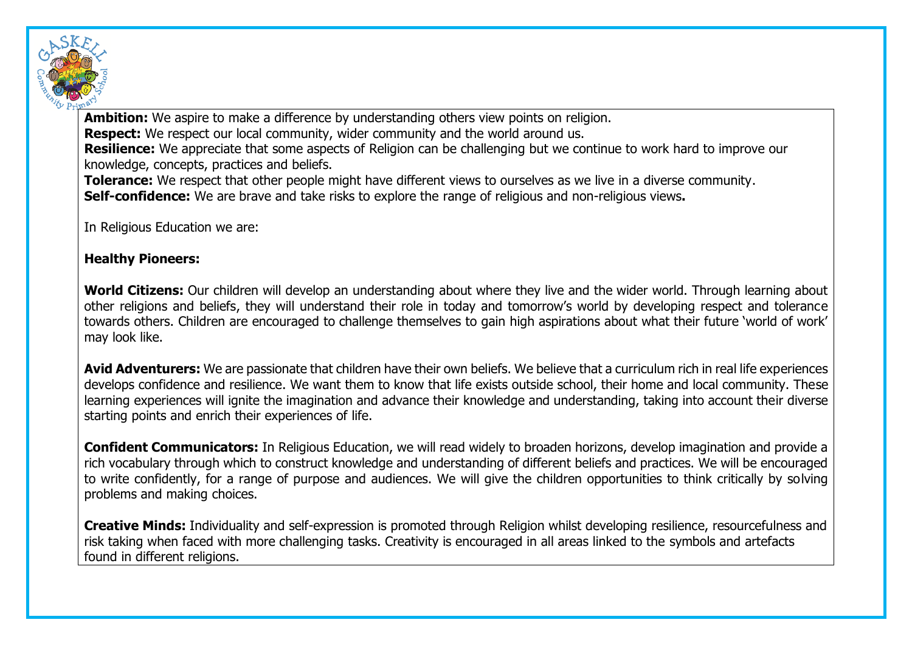**Ambition:** We aspire to make a difference by understanding others view points on religion.
**Respect:** We respect our local community, wider community and the world around us.
**Resilience:** We appreciate that some aspects of Religion can be challenging but we continue to work hard to improve our knowledge, concepts, practices and beliefs.
**Tolerance:** We respect that other people might have different views to ourselves as we live in a diverse community.
**Self-confidence:** We are brave and take risks to explore the range of religious and non-religious views**.**

In Religious Education we are:

**Healthy Pioneers:**

**World Citizens:** Our children will develop an understanding about where they live and the wider world. Through learning about other religions and beliefs, they will understand their role in today and tomorrow's world by developing respect and tolerance towards others. Children are encouraged to challenge themselves to gain high aspirations about what their future 'world of work' may look like.

**Avid Adventurers:** We are passionate that children have their own beliefs. We believe that a curriculum rich in real life experiences develops confidence and resilience. We want them to know that life exists outside school, their home and local community. These learning experiences will ignite the imagination and advance their knowledge and understanding, taking into account their diverse starting points and enrich their experiences of life.

**Confident Communicators:** In Religious Education, we will read widely to broaden horizons, develop imagination and provide a rich vocabulary through which to construct knowledge and understanding of different beliefs and practices. We will be encouraged to write confidently, for a range of purpose and audiences. We will give the children opportunities to think critically by solving problems and making choices.

**Creative Minds:** Individuality and self-expression is promoted through Religion whilst developing resilience, resourcefulness and risk taking when faced with more challenging tasks. Creativity is encouraged in all areas linked to the symbols and artefacts found in different religions.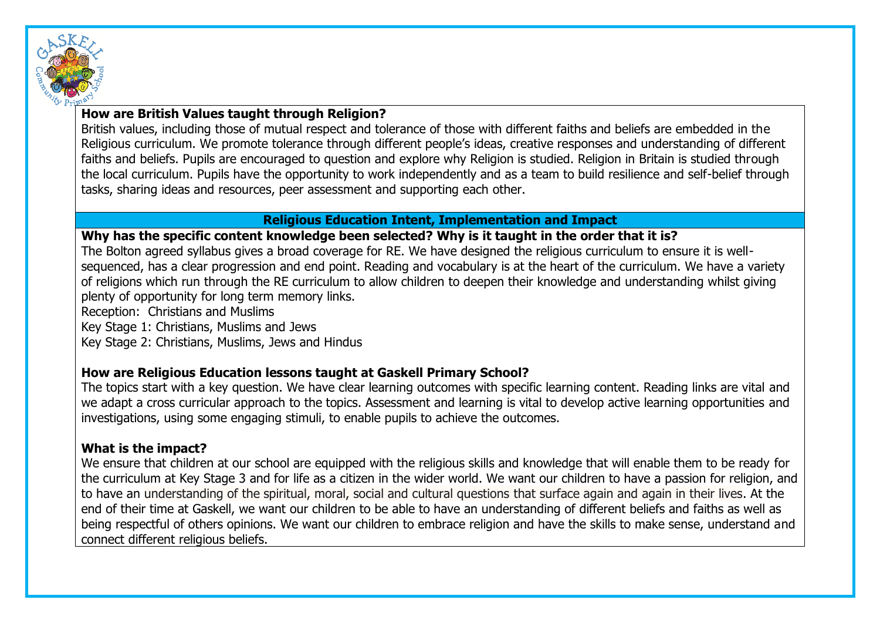**How are British Values taught through Religion?**

British values, including those of mutual respect and tolerance of those with different faiths and beliefs are embedded in the Religious curriculum. We promote tolerance through different people's ideas, creative responses and understanding of different faiths and beliefs. Pupils are encouraged to question and explore why Religion is studied. Religion in Britain is studied through the local curriculum. Pupils have the opportunity to work independently and as a team to build resilience and self-belief through tasks, sharing ideas and resources, peer assessment and supporting each other.

## Religious Education Intent, Implementation and Impact

**Why has the specific content knowledge been selected? Why is it taught in the order that it is?**

The Bolton agreed syllabus gives a broad coverage for RE. We have designed the religious curriculum to ensure it is well-sequenced, has a clear progression and end point. Reading and vocabulary is at the heart of the curriculum. We have a variety of religions which run through the RE curriculum to allow children to deepen their knowledge and understanding whilst giving plenty of opportunity for long term memory links.

Reception: Christians and Muslims
Key Stage 1: Christians, Muslims and Jews
Key Stage 2: Christians, Muslims, Jews and Hindus

**How are Religious Education lessons taught at Gaskell Primary School?**

The topics start with a key question. We have clear learning outcomes with specific learning content. Reading links are vital and we adapt a cross curricular approach to the topics. Assessment and learning is vital to develop active learning opportunities and investigations, using some engaging stimuli, to enable pupils to achieve the outcomes.

**What is the impact?**

We ensure that children at our school are equipped with the religious skills and knowledge that will enable them to be ready for the curriculum at Key Stage 3 and for life as a citizen in the wider world. We want our children to have a passion for religion, and to have an understanding of the spiritual, moral, social and cultural questions that surface again and again in their lives. At the end of their time at Gaskell, we want our children to be able to have an understanding of different beliefs and faiths as well as being respectful of others opinions. We want our children to embrace religion and have the skills to make sense, understand and connect different religious beliefs.